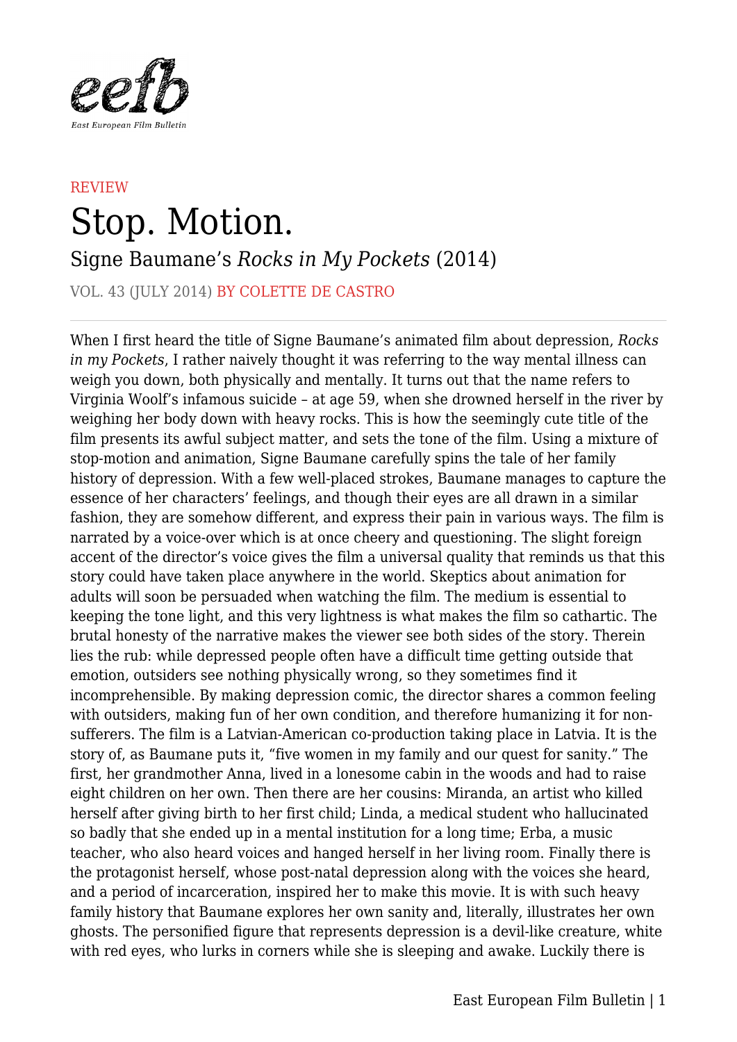eefb

East European Film Bulletin

REVIEW

# Stop. Motion.

## Signe Baumane's *Rocks in My Pockets* (2014)

VOL. 43 (JULY 2014) BY COLETTE DE CASTRO

---

When I first heard the title of Signe Baumane's animated film about depression, *Rocks in my Pockets*, I rather naively thought it was referring to the way mental illness can weigh you down, both physically and mentally. It turns out that the name refers to Virginia Woolf's infamous suicide – at age 59, when she drowned herself in the river by weighing her body down with heavy rocks. This is how the seemingly cute title of the film presents its awful subject matter, and sets the tone of the film. Using a mixture of stop-motion and animation, Signe Baumane carefully spins the tale of her family history of depression. With a few well-placed strokes, Baumane manages to capture the essence of her characters' feelings, and though their eyes are all drawn in a similar fashion, they are somehow different, and express their pain in various ways. The film is narrated by a voice-over which is at once cheery and questioning. The slight foreign accent of the director's voice gives the film a universal quality that reminds us that this story could have taken place anywhere in the world. Skeptics about animation for adults will soon be persuaded when watching the film. The medium is essential to keeping the tone light, and this very lightness is what makes the film so cathartic. The brutal honesty of the narrative makes the viewer see both sides of the story. Therein lies the rub: while depressed people often have a difficult time getting outside that emotion, outsiders see nothing physically wrong, so they sometimes find it incomprehensible. By making depression comic, the director shares a common feeling with outsiders, making fun of her own condition, and therefore humanizing it for non-sufferers. The film is a Latvian-American co-production taking place in Latvia. It is the story of, as Baumane puts it, "five women in my family and our quest for sanity." The first, her grandmother Anna, lived in a lonesome cabin in the woods and had to raise eight children on her own. Then there are her cousins: Miranda, an artist who killed herself after giving birth to her first child; Linda, a medical student who hallucinated so badly that she ended up in a mental institution for a long time; Erba, a music teacher, who also heard voices and hanged herself in her living room. Finally there is the protagonist herself, whose post-natal depression along with the voices she heard, and a period of incarceration, inspired her to make this movie. It is with such heavy family history that Baumane explores her own sanity and, literally, illustrates her own ghosts. The personified figure that represents depression is a devil-like creature, white with red eyes, who lurks in corners while she is sleeping and awake. Luckily there is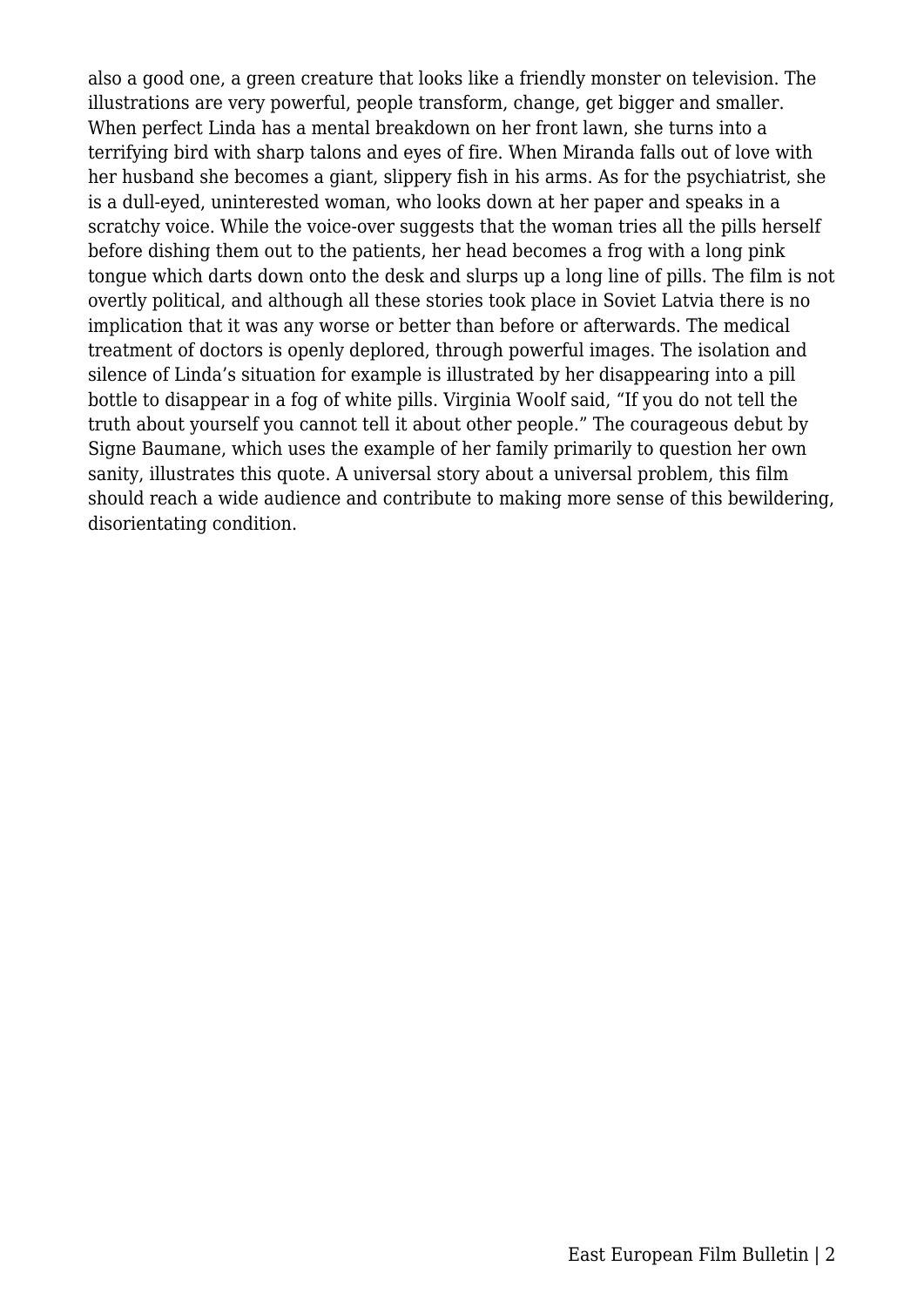also a good one, a green creature that looks like a friendly monster on television. The illustrations are very powerful, people transform, change, get bigger and smaller. When perfect Linda has a mental breakdown on her front lawn, she turns into a terrifying bird with sharp talons and eyes of fire. When Miranda falls out of love with her husband she becomes a giant, slippery fish in his arms. As for the psychiatrist, she is a dull-eyed, uninterested woman, who looks down at her paper and speaks in a scratchy voice. While the voice-over suggests that the woman tries all the pills herself before dishing them out to the patients, her head becomes a frog with a long pink tongue which darts down onto the desk and slurps up a long line of pills. The film is not overtly political, and although all these stories took place in Soviet Latvia there is no implication that it was any worse or better than before or afterwards. The medical treatment of doctors is openly deplored, through powerful images. The isolation and silence of Linda's situation for example is illustrated by her disappearing into a pill bottle to disappear in a fog of white pills. Virginia Woolf said, "If you do not tell the truth about yourself you cannot tell it about other people." The courageous debut by Signe Baumane, which uses the example of her family primarily to question her own sanity, illustrates this quote. A universal story about a universal problem, this film should reach a wide audience and contribute to making more sense of this bewildering, disorientating condition.